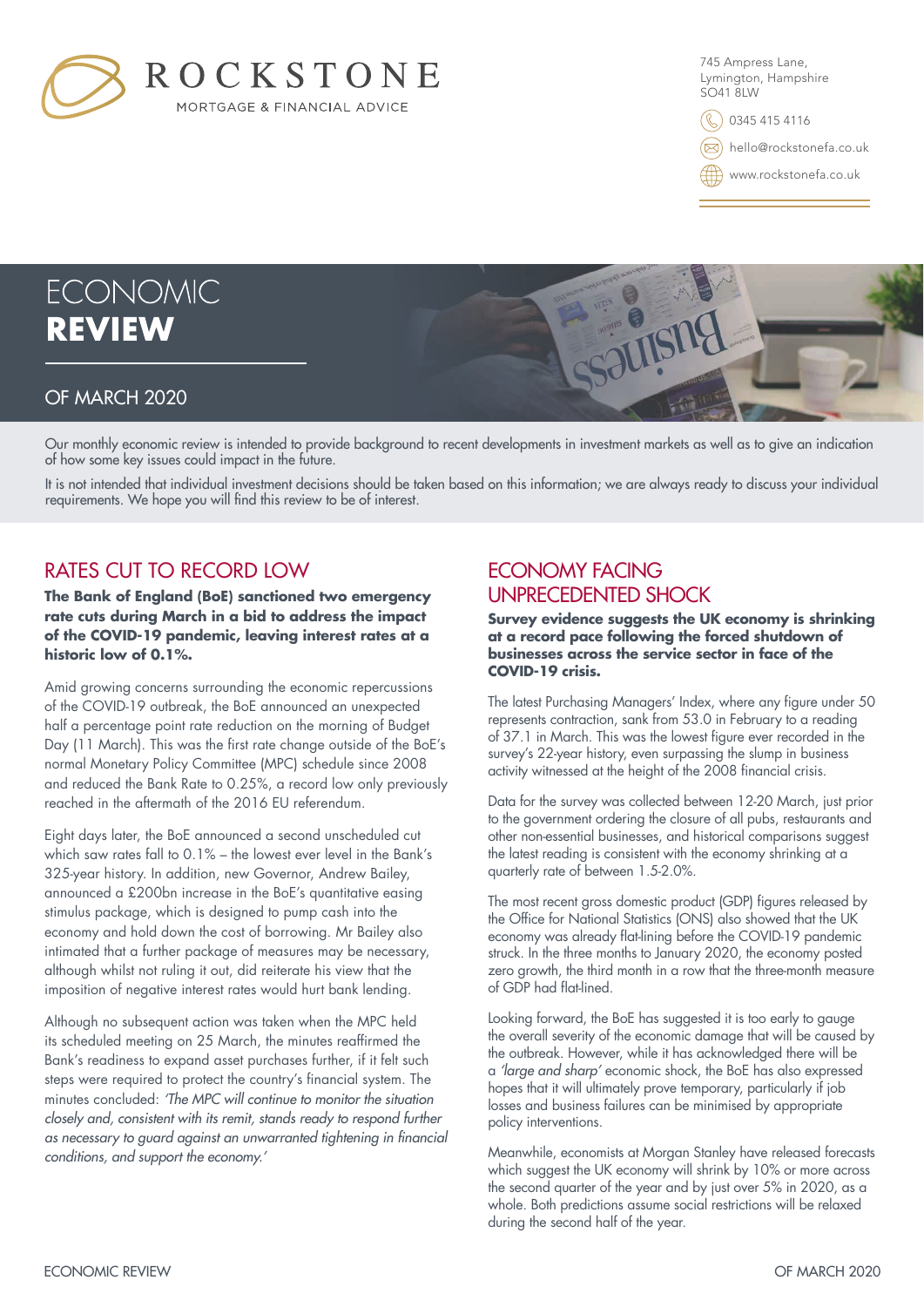ROCKSTONE

MORTGAGE & FINANCIAL ADVICE

745 Ampress Lane,
Lymington, Hampshire
SO41 8LW

0345 415 4116

hello@rockstonefa.co.uk

www.rockstonefa.co.uk

# ECONOMIC **REVIEW**

## OF MARCH 2020

Our monthly economic review is intended to provide background to recent developments in investment markets as well as to give an indication of how some key issues could impact in the future.

It is not intended that individual investment decisions should be taken based on this information; we are always ready to discuss your individual requirements. We hope you will find this review to be of interest.

## RATES CUT TO RECORD LOW

**The Bank of England (BoE) sanctioned two emergency rate cuts during March in a bid to address the impact of the COVID-19 pandemic, leaving interest rates at a historic low of 0.1%.**

Amid growing concerns surrounding the economic repercussions of the COVID-19 outbreak, the BoE announced an unexpected half a percentage point rate reduction on the morning of Budget Day (11 March). This was the first rate change outside of the BoE's normal Monetary Policy Committee (MPC) schedule since 2008 and reduced the Bank Rate to 0.25%, a record low only previously reached in the aftermath of the 2016 EU referendum.

Eight days later, the BoE announced a second unscheduled cut which saw rates fall to 0.1% – the lowest ever level in the Bank's 325-year history. In addition, new Governor, Andrew Bailey, announced a £200bn increase in the BoE's quantitative easing stimulus package, which is designed to pump cash into the economy and hold down the cost of borrowing. Mr Bailey also intimated that a further package of measures may be necessary, although whilst not ruling it out, did reiterate his view that the imposition of negative interest rates would hurt bank lending.

Although no subsequent action was taken when the MPC held its scheduled meeting on 25 March, the minutes reaffirmed the Bank's readiness to expand asset purchases further, if it felt such steps were required to protect the country's financial system. The minutes concluded: *'The MPC will continue to monitor the situation closely and, consistent with its remit, stands ready to respond further as necessary to guard against an unwarranted tightening in financial conditions, and support the economy.'*

## ECONOMY FACING UNPRECEDENTED SHOCK

**Survey evidence suggests the UK economy is shrinking at a record pace following the forced shutdown of businesses across the service sector in face of the COVID-19 crisis.**

The latest Purchasing Managers' Index, where any figure under 50 represents contraction, sank from 53.0 in February to a reading of 37.1 in March. This was the lowest figure ever recorded in the survey's 22-year history, even surpassing the slump in business activity witnessed at the height of the 2008 financial crisis.

Data for the survey was collected between 12-20 March, just prior to the government ordering the closure of all pubs, restaurants and other non-essential businesses, and historical comparisons suggest the latest reading is consistent with the economy shrinking at a quarterly rate of between 1.5-2.0%.

The most recent gross domestic product (GDP) figures released by the Office for National Statistics (ONS) also showed that the UK economy was already flat-lining before the COVID-19 pandemic struck. In the three months to January 2020, the economy posted zero growth, the third month in a row that the three-month measure of GDP had flat-lined.

Looking forward, the BoE has suggested it is too early to gauge the overall severity of the economic damage that will be caused by the outbreak. However, while it has acknowledged there will be a *'large and sharp'* economic shock, the BoE has also expressed hopes that it will ultimately prove temporary, particularly if job losses and business failures can be minimised by appropriate policy interventions.

Meanwhile, economists at Morgan Stanley have released forecasts which suggest the UK economy will shrink by 10% or more across the second quarter of the year and by just over 5% in 2020, as a whole. Both predictions assume social restrictions will be relaxed during the second half of the year.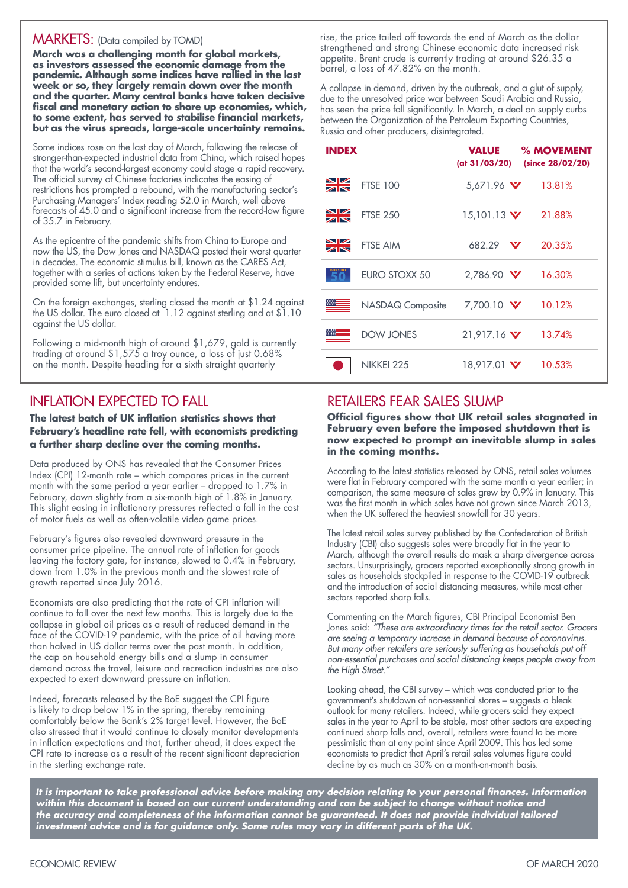## MARKETS: (Data compiled by TOMD)

**March was a challenging month for global markets, as investors assessed the economic damage from the pandemic. Although some indices have rallied in the last week or so, they largely remain down over the month and the quarter. Many central banks have taken decisive fiscal and monetary action to shore up economies, which, to some extent, has served to stabilise financial markets, but as the virus spreads, large-scale uncertainty remains.**

Some indices rose on the last day of March, following the release of stronger-than-expected industrial data from China, which raised hopes that the world's second-largest economy could stage a rapid recovery. The official survey of Chinese factories indicates the easing of restrictions has prompted a rebound, with the manufacturing sector's Purchasing Managers' Index reading 52.0 in March, well above forecasts of 45.0 and a significant increase from the record-low figure of 35.7 in February.

As the epicentre of the pandemic shifts from China to Europe and now the US, the Dow Jones and NASDAQ posted their worst quarter in decades. The economic stimulus bill, known as the CARES Act, together with a series of actions taken by the Federal Reserve, have provided some lift, but uncertainty endures.

On the foreign exchanges, sterling closed the month at $1.24 against the US dollar. The euro closed at 1.12 against sterling and at $1.10 against the US dollar.

Following a mid-month high of around $1,679, gold is currently trading at around $1,575 a troy ounce, a loss of just 0.68% on the month. Despite heading for a sixth straight quarterly rise, the price tailed off towards the end of March as the dollar strengthened and strong Chinese economic data increased risk appetite. Brent crude is currently trading at around $26.35 a barrel, a loss of 47.82% on the month.

A collapse in demand, driven by the outbreak, and a glut of supply, due to the unresolved price war between Saudi Arabia and Russia, has seen the price fall significantly. In March, a deal on supply curbs between the Organization of the Petroleum Exporting Countries, Russia and other producers, disintegrated.

| INDEX | VALUE (at 31/03/20) | % MOVEMENT (since 28/02/20) |
|---|---|---|
| FTSE 100 | 5,671.96 ▼ | 13.81% |
| FTSE 250 | 15,101.13 ▼ | 21.88% |
| FTSE AIM | 682.29 ▼ | 20.35% |
| EURO STOXX 50 | 2,786.90 ▼ | 16.30% |
| NASDAQ Composite | 7,700.10 ▼ | 10.12% |
| DOW JONES | 21,917.16 ▼ | 13.74% |
| NIKKEI 225 | 18,917.01 ▼ | 10.53% |

## INFLATION EXPECTED TO FALL

**The latest batch of UK inflation statistics shows that February's headline rate fell, with economists predicting a further sharp decline over the coming months.**

Data produced by ONS has revealed that the Consumer Prices Index (CPI) 12-month rate – which compares prices in the current month with the same period a year earlier – dropped to 1.7% in February, down slightly from a six-month high of 1.8% in January. This slight easing in inflationary pressures reflected a fall in the cost of motor fuels as well as often-volatile video game prices.

February's figures also revealed downward pressure in the consumer price pipeline. The annual rate of inflation for goods leaving the factory gate, for instance, slowed to 0.4% in February, down from 1.0% in the previous month and the slowest rate of growth reported since July 2016.

Economists are also predicting that the rate of CPI inflation will continue to fall over the next few months. This is largely due to the collapse in global oil prices as a result of reduced demand in the face of the COVID-19 pandemic, with the price of oil having more than halved in US dollar terms over the past month. In addition, the cap on household energy bills and a slump in consumer demand across the travel, leisure and recreation industries are also expected to exert downward pressure on inflation.

Indeed, forecasts released by the BoE suggest the CPI figure is likely to drop below 1% in the spring, thereby remaining comfortably below the Bank's 2% target level. However, the BoE also stressed that it would continue to closely monitor developments in inflation expectations and that, further ahead, it does expect the CPI rate to increase as a result of the recent significant depreciation in the sterling exchange rate.

## RETAILERS FEAR SALES SLUMP

**Official figures show that UK retail sales stagnated in February even before the imposed shutdown that is now expected to prompt an inevitable slump in sales in the coming months.**

According to the latest statistics released by ONS, retail sales volumes were flat in February compared with the same month a year earlier; in comparison, the same measure of sales grew by 0.9% in January. This was the first month in which sales have not grown since March 2013, when the UK suffered the heaviest snowfall for 30 years.

The latest retail sales survey published by the Confederation of British Industry (CBI) also suggests sales were broadly flat in the year to March, although the overall results do mask a sharp divergence across sectors. Unsurprisingly, grocers reported exceptionally strong growth in sales as households stockpiled in response to the COVID-19 outbreak and the introduction of social distancing measures, while most other sectors reported sharp falls.

Commenting on the March figures, CBI Principal Economist Ben Jones said: *"These are extraordinary times for the retail sector. Grocers are seeing a temporary increase in demand because of coronavirus. But many other retailers are seriously suffering as households put off non-essential purchases and social distancing keeps people away from the High Street."*

Looking ahead, the CBI survey – which was conducted prior to the government's shutdown of non-essential stores – suggests a bleak outlook for many retailers. Indeed, while grocers said they expect sales in the year to April to be stable, most other sectors are expecting continued sharp falls and, overall, retailers were found to be more pessimistic than at any point since April 2009. This has led some economists to predict that April's retail sales volumes figure could decline by as much as 30% on a month-on-month basis.

***It is important to take professional advice before making any decision relating to your personal finances. Information within this document is based on our current understanding and can be subject to change without notice and the accuracy and completeness of the information cannot be guaranteed. It does not provide individual tailored investment advice and is for guidance only. Some rules may vary in different parts of the UK.***